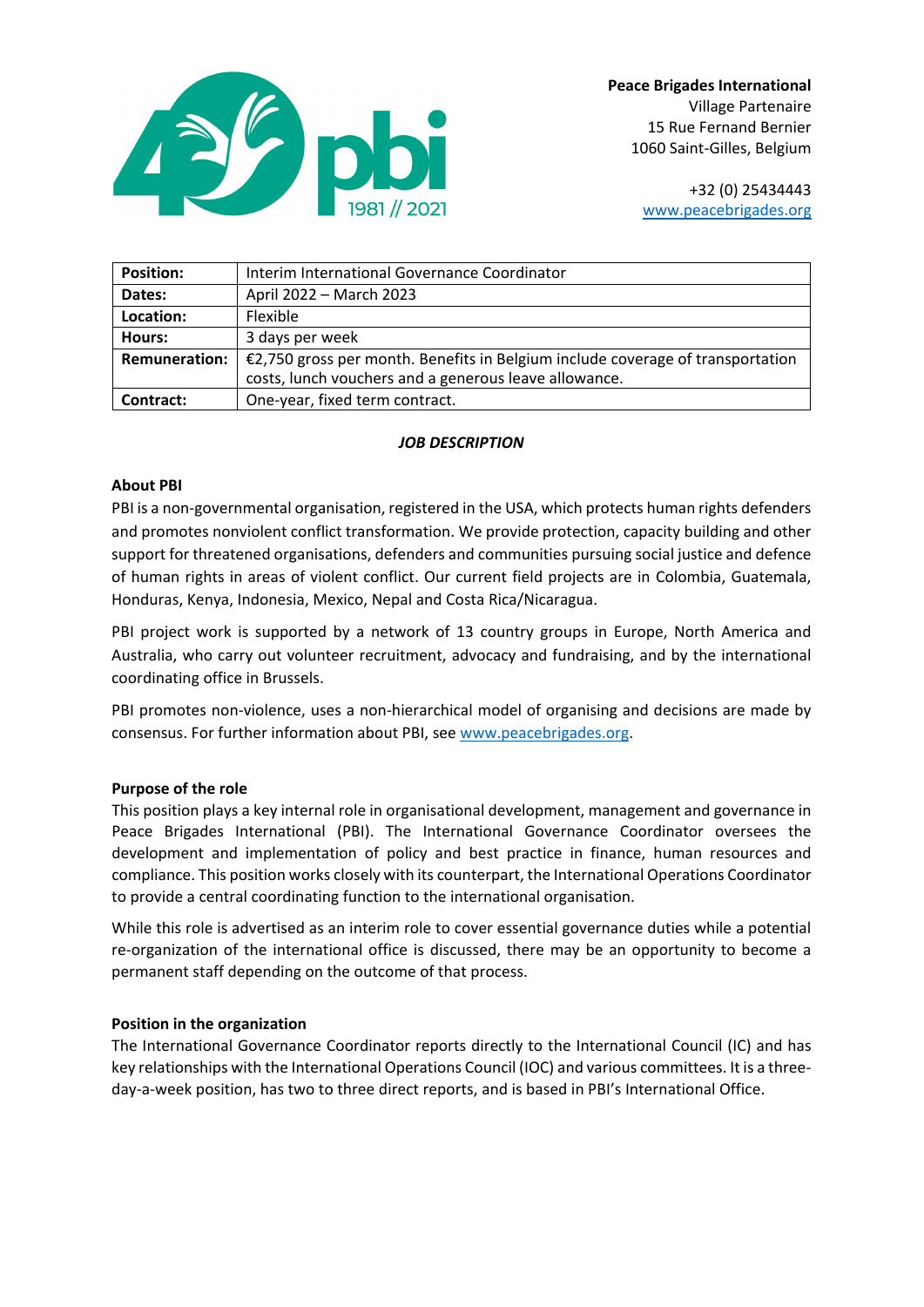**Peace Brigades International**
Village Partenaire
15 Rue Fernand Bernier
1060 Saint-Gilles, Belgium

+32 (0) 25434443
www.peacebrigades.org

| | |
|---|---|
| **Position:** | Interim International Governance Coordinator |
| **Dates:** | April 2022 – March 2023 |
| **Location:** | Flexible |
| **Hours:** | 3 days per week |
| **Remuneration:** | €2,750 gross per month. Benefits in Belgium include coverage of transportation costs, lunch vouchers and a generous leave allowance. |
| **Contract:** | One-year, fixed term contract. |

***JOB DESCRIPTION***

**About PBI**

PBI is a non-governmental organisation, registered in the USA, which protects human rights defenders and promotes nonviolent conflict transformation. We provide protection, capacity building and other support for threatened organisations, defenders and communities pursuing social justice and defence of human rights in areas of violent conflict. Our current field projects are in Colombia, Guatemala, Honduras, Kenya, Indonesia, Mexico, Nepal and Costa Rica/Nicaragua.

PBI project work is supported by a network of 13 country groups in Europe, North America and Australia, who carry out volunteer recruitment, advocacy and fundraising, and by the international coordinating office in Brussels.

PBI promotes non-violence, uses a non-hierarchical model of organising and decisions are made by consensus. For further information about PBI, see www.peacebrigades.org.

**Purpose of the role**

This position plays a key internal role in organisational development, management and governance in Peace Brigades International (PBI). The International Governance Coordinator oversees the development and implementation of policy and best practice in finance, human resources and compliance. This position works closely with its counterpart, the International Operations Coordinator to provide a central coordinating function to the international organisation.

While this role is advertised as an interim role to cover essential governance duties while a potential re-organization of the international office is discussed, there may be an opportunity to become a permanent staff depending on the outcome of that process.

**Position in the organization**

The International Governance Coordinator reports directly to the International Council (IC) and has key relationships with the International Operations Council (IOC) and various committees. It is a three-day-a-week position, has two to three direct reports, and is based in PBI's International Office.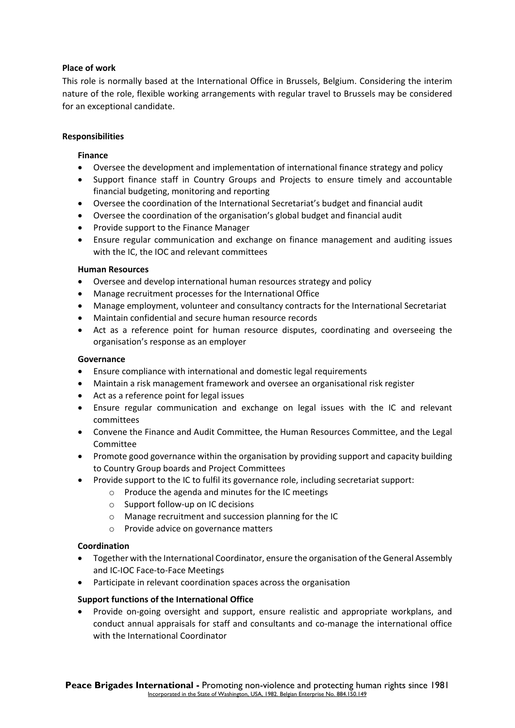**Place of work**

This role is normally based at the International Office in Brussels, Belgium. Considering the interim nature of the role, flexible working arrangements with regular travel to Brussels may be considered for an exceptional candidate.

**Responsibilities**

**Finance**

- Oversee the development and implementation of international finance strategy and policy
- Support finance staff in Country Groups and Projects to ensure timely and accountable financial budgeting, monitoring and reporting
- Oversee the coordination of the International Secretariat's budget and financial audit
- Oversee the coordination of the organisation's global budget and financial audit
- Provide support to the Finance Manager
- Ensure regular communication and exchange on finance management and auditing issues with the IC, the IOC and relevant committees

**Human Resources**

- Oversee and develop international human resources strategy and policy
- Manage recruitment processes for the International Office
- Manage employment, volunteer and consultancy contracts for the International Secretariat
- Maintain confidential and secure human resource records
- Act as a reference point for human resource disputes, coordinating and overseeing the organisation's response as an employer

**Governance**

- Ensure compliance with international and domestic legal requirements
- Maintain a risk management framework and oversee an organisational risk register
- Act as a reference point for legal issues
- Ensure regular communication and exchange on legal issues with the IC and relevant committees
- Convene the Finance and Audit Committee, the Human Resources Committee, and the Legal Committee
- Promote good governance within the organisation by providing support and capacity building to Country Group boards and Project Committees
- Provide support to the IC to fulfil its governance role, including secretariat support:
  - Produce the agenda and minutes for the IC meetings
  - Support follow-up on IC decisions
  - Manage recruitment and succession planning for the IC
  - Provide advice on governance matters

**Coordination**

- Together with the International Coordinator, ensure the organisation of the General Assembly and IC-IOC Face-to-Face Meetings
- Participate in relevant coordination spaces across the organisation

**Support functions of the International Office**

- Provide on-going oversight and support, ensure realistic and appropriate workplans, and conduct annual appraisals for staff and consultants and co-manage the international office with the International Coordinator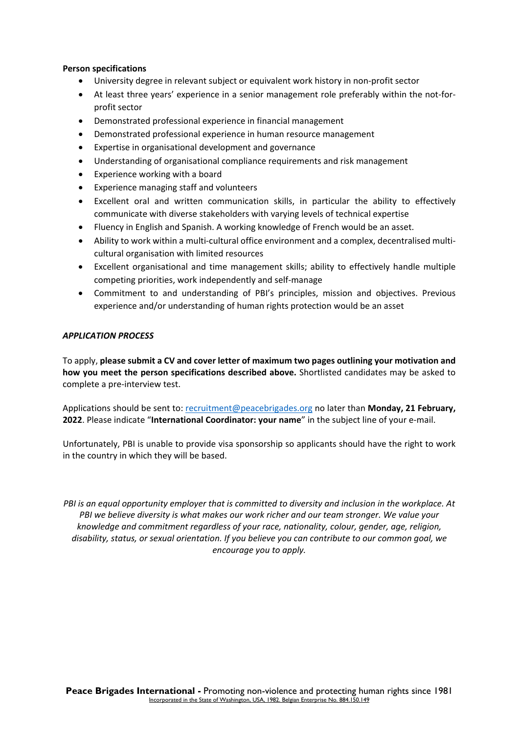**Person specifications**

- University degree in relevant subject or equivalent work history in non-profit sector
- At least three years' experience in a senior management role preferably within the not-for-profit sector
- Demonstrated professional experience in financial management
- Demonstrated professional experience in human resource management
- Expertise in organisational development and governance
- Understanding of organisational compliance requirements and risk management
- Experience working with a board
- Experience managing staff and volunteers
- Excellent oral and written communication skills, in particular the ability to effectively communicate with diverse stakeholders with varying levels of technical expertise
- Fluency in English and Spanish. A working knowledge of French would be an asset.
- Ability to work within a multi-cultural office environment and a complex, decentralised multi-cultural organisation with limited resources
- Excellent organisational and time management skills; ability to effectively handle multiple competing priorities, work independently and self-manage
- Commitment to and understanding of PBI's principles, mission and objectives. Previous experience and/or understanding of human rights protection would be an asset

***APPLICATION PROCESS***

To apply, **please submit a CV and cover letter of maximum two pages outlining your motivation and how you meet the person specifications described above.** Shortlisted candidates may be asked to complete a pre-interview test.

Applications should be sent to: recruitment@peacebrigades.org no later than **Monday, 21 February, 2022**. Please indicate "**International Coordinator: your name**" in the subject line of your e-mail.

Unfortunately, PBI is unable to provide visa sponsorship so applicants should have the right to work in the country in which they will be based.

*PBI is an equal opportunity employer that is committed to diversity and inclusion in the workplace. At PBI we believe diversity is what makes our work richer and our team stronger. We value your knowledge and commitment regardless of your race, nationality, colour, gender, age, religion, disability, status, or sexual orientation. If you believe you can contribute to our common goal, we encourage you to apply.*